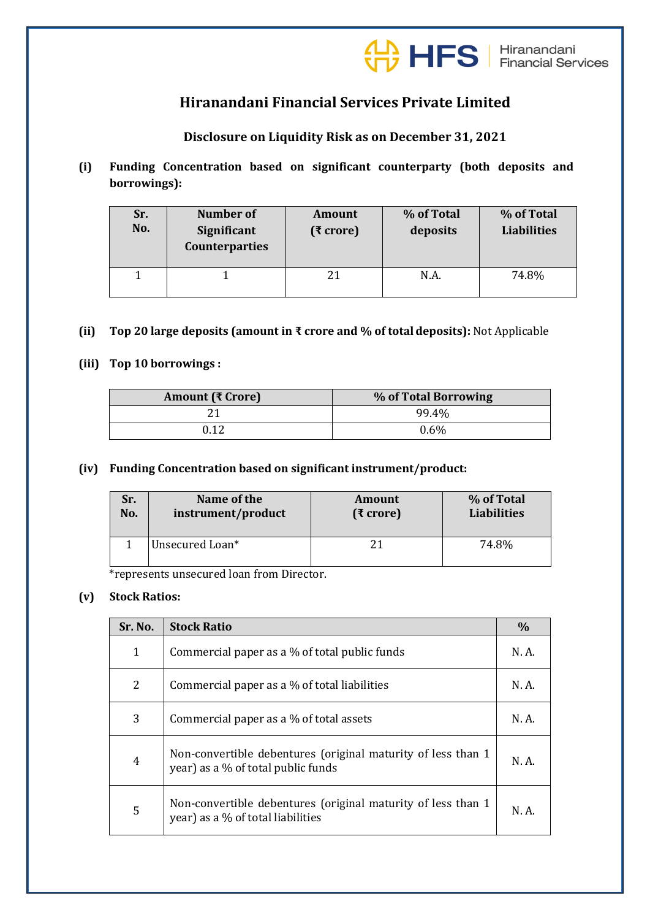# Hiranandani Financial Services Private Limited

## Disclosure on Liquidity Risk as on December 31, 2021

**(i) Funding Concentration based on significant counterparty (both deposits and borrowings):**

| Sr. No. | Number of Significant Counterparties | Amount (₹ crore) | % of Total deposits | % of Total Liabilities |
|---|---|---|---|---|
| 1 | 1 | 21 | N.A. | 74.8% |

**(ii) Top 20 large deposits (amount in ₹ crore and % of total deposits):** Not Applicable

**(iii) Top 10 borrowings :**

| Amount (₹ Crore) | % of Total Borrowing |
|---|---|
| 21 | 99.4% |
| 0.12 | 0.6% |

**(iv) Funding Concentration based on significant instrument/product:**

| Sr. No. | Name of the instrument/product | Amount (₹ crore) | % of Total Liabilities |
|---|---|---|---|
| 1 | Unsecured Loan* | 21 | 74.8% |

*represents unsecured loan from Director.

**(v) Stock Ratios:**

| Sr. No. | Stock Ratio | % |
|---|---|---|
| 1 | Commercial paper as a % of total public funds | N. A. |
| 2 | Commercial paper as a % of total liabilities | N. A. |
| 3 | Commercial paper as a % of total assets | N. A. |
| 4 | Non-convertible debentures (original maturity of less than 1 year) as a % of total public funds | N. A. |
| 5 | Non-convertible debentures (original maturity of less than 1 year) as a % of total liabilities | N. A. |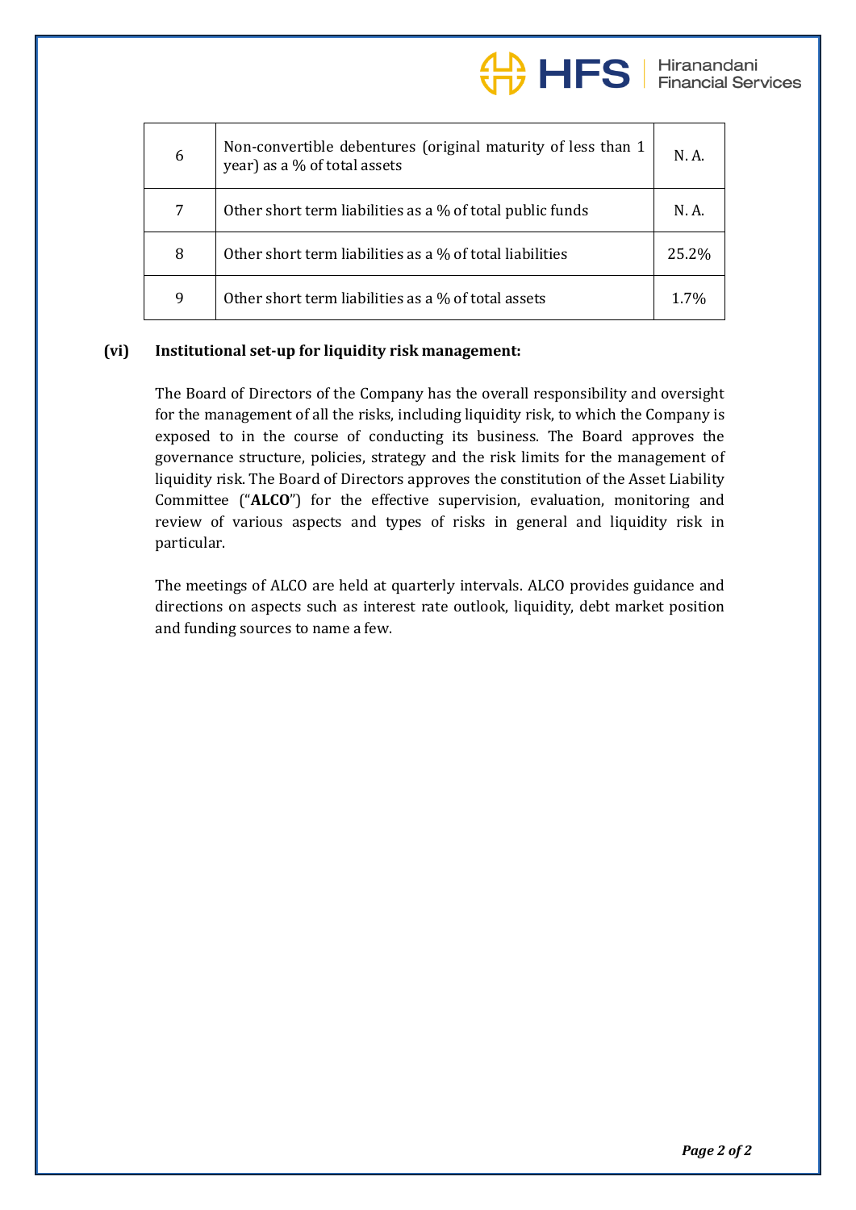| | | |
|---|---|---|
| 6 | Non-convertible debentures (original maturity of less than 1 year) as a % of total assets | N. A. |
| 7 | Other short term liabilities as a % of total public funds | N. A. |
| 8 | Other short term liabilities as a % of total liabilities | 25.2% |
| 9 | Other short term liabilities as a % of total assets | 1.7% |

**(vi) Institutional set-up for liquidity risk management:**

The Board of Directors of the Company has the overall responsibility and oversight for the management of all the risks, including liquidity risk, to which the Company is exposed to in the course of conducting its business. The Board approves the governance structure, policies, strategy and the risk limits for the management of liquidity risk. The Board of Directors approves the constitution of the Asset Liability Committee ("**ALCO**") for the effective supervision, evaluation, monitoring and review of various aspects and types of risks in general and liquidity risk in particular.

The meetings of ALCO are held at quarterly intervals. ALCO provides guidance and directions on aspects such as interest rate outlook, liquidity, debt market position and funding sources to name a few.